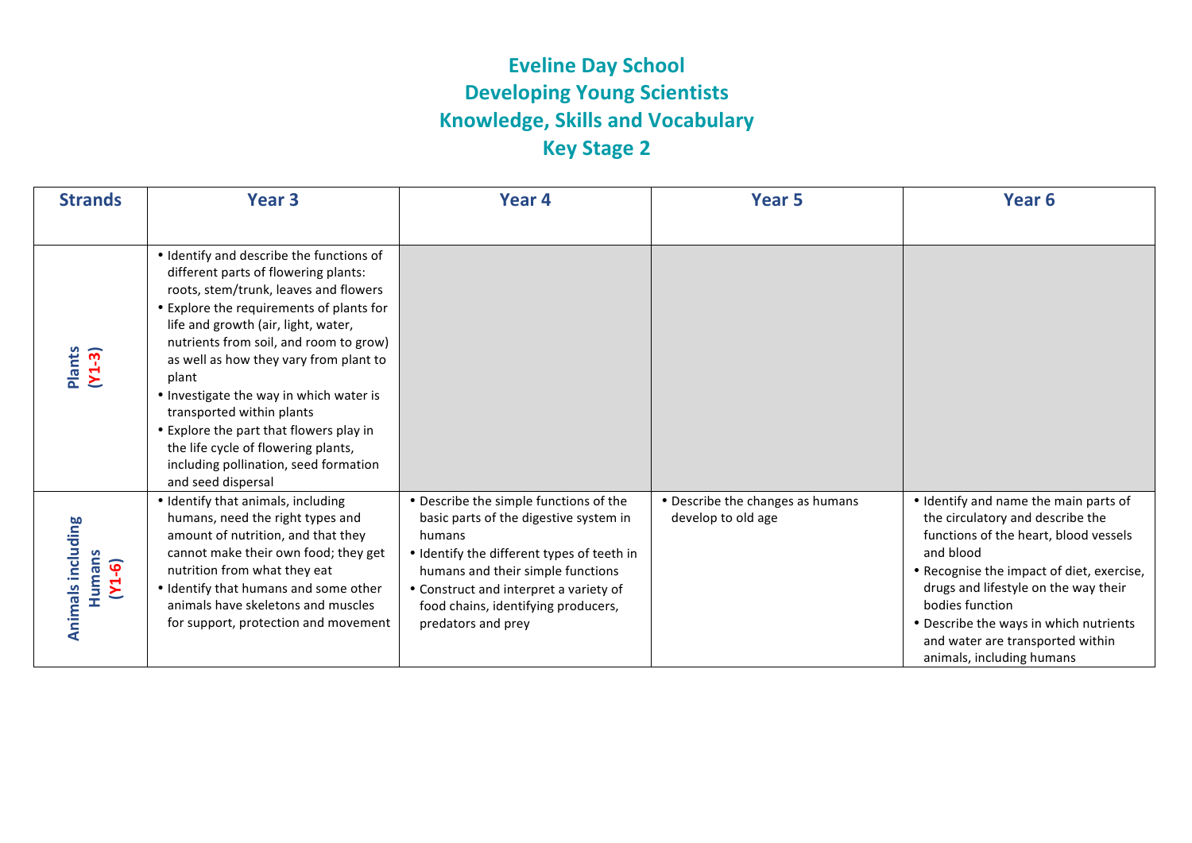# Eveline Day School
## Developing Young Scientists
## Knowledge, Skills and Vocabulary
## Key Stage 2

| Strands | Year 3 | Year 4 | Year 5 | Year 6 |
|---|---|---|---|---|
| Plants (Y1-3) | • Identify and describe the functions of different parts of flowering plants: roots, stem/trunk, leaves and flowers<br>• Explore the requirements of plants for life and growth (air, light, water, nutrients from soil, and room to grow) as well as how they vary from plant to plant<br>• Investigate the way in which water is transported within plants<br>• Explore the part that flowers play in the life cycle of flowering plants, including pollination, seed formation and seed dispersal | | | |
| Animals including Humans (Y1-6) | • Identify that animals, including humans, need the right types and amount of nutrition, and that they cannot make their own food; they get nutrition from what they eat<br>• Identify that humans and some other animals have skeletons and muscles for support, protection and movement | • Describe the simple functions of the basic parts of the digestive system in humans<br>• Identify the different types of teeth in humans and their simple functions<br>• Construct and interpret a variety of food chains, identifying producers, predators and prey | • Describe the changes as humans develop to old age | • Identify and name the main parts of the circulatory and describe the functions of the heart, blood vessels and blood<br>• Recognise the impact of diet, exercise, drugs and lifestyle on the way their bodies function<br>• Describe the ways in which nutrients and water are transported within animals, including humans |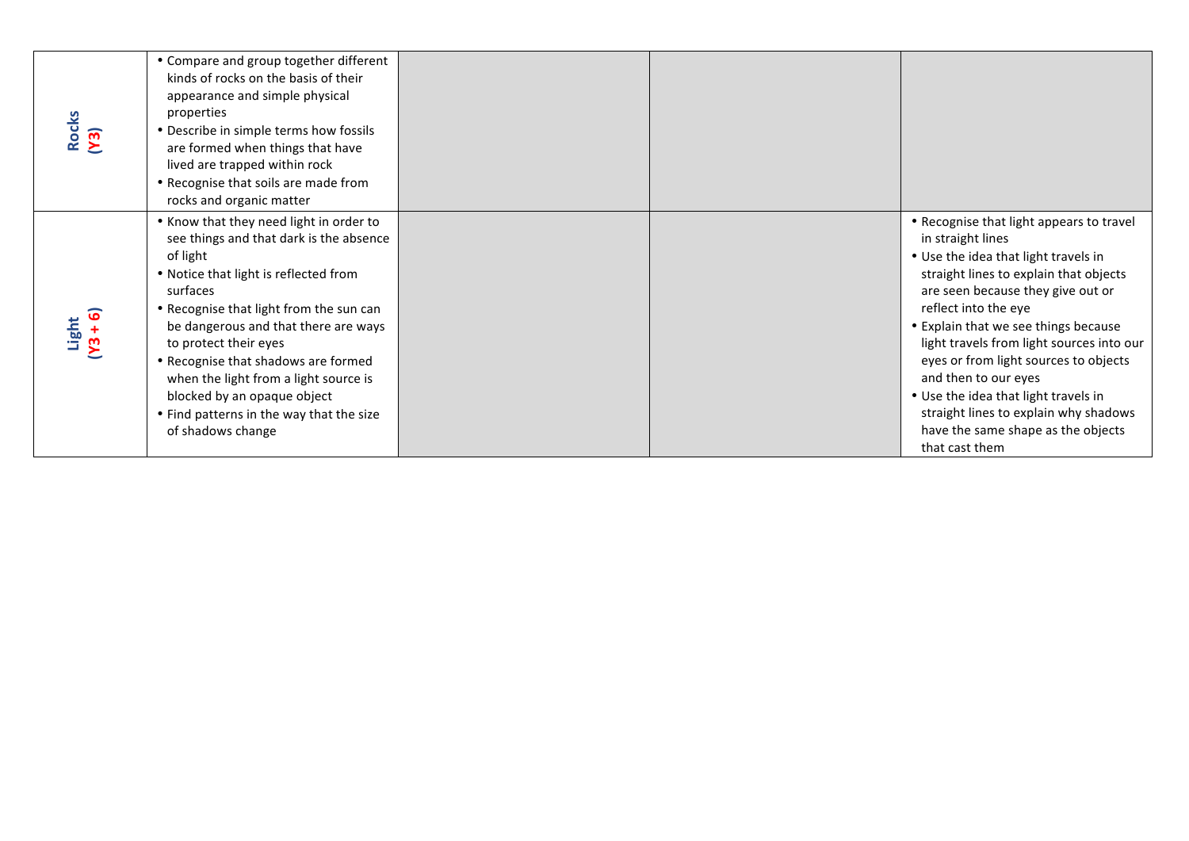| | | | | |
|---|---|---|---|---|
| **Rocks (Y3)** | • Compare and group together different kinds of rocks on the basis of their appearance and simple physical properties<br>• Describe in simple terms how fossils are formed when things that have lived are trapped within rock<br>• Recognise that soils are made from rocks and organic matter | | | |
| **Light (Y3 + 6)** | • Know that they need light in order to see things and that dark is the absence of light<br>• Notice that light is reflected from surfaces<br>• Recognise that light from the sun can be dangerous and that there are ways to protect their eyes<br>• Recognise that shadows are formed when the light from a light source is blocked by an opaque object<br>• Find patterns in the way that the size of shadows change | | | • Recognise that light appears to travel in straight lines<br>• Use the idea that light travels in straight lines to explain that objects are seen because they give out or reflect into the eye<br>• Explain that we see things because light travels from light sources into our eyes or from light sources to objects and then to our eyes<br>• Use the idea that light travels in straight lines to explain why shadows have the same shape as the objects that cast them |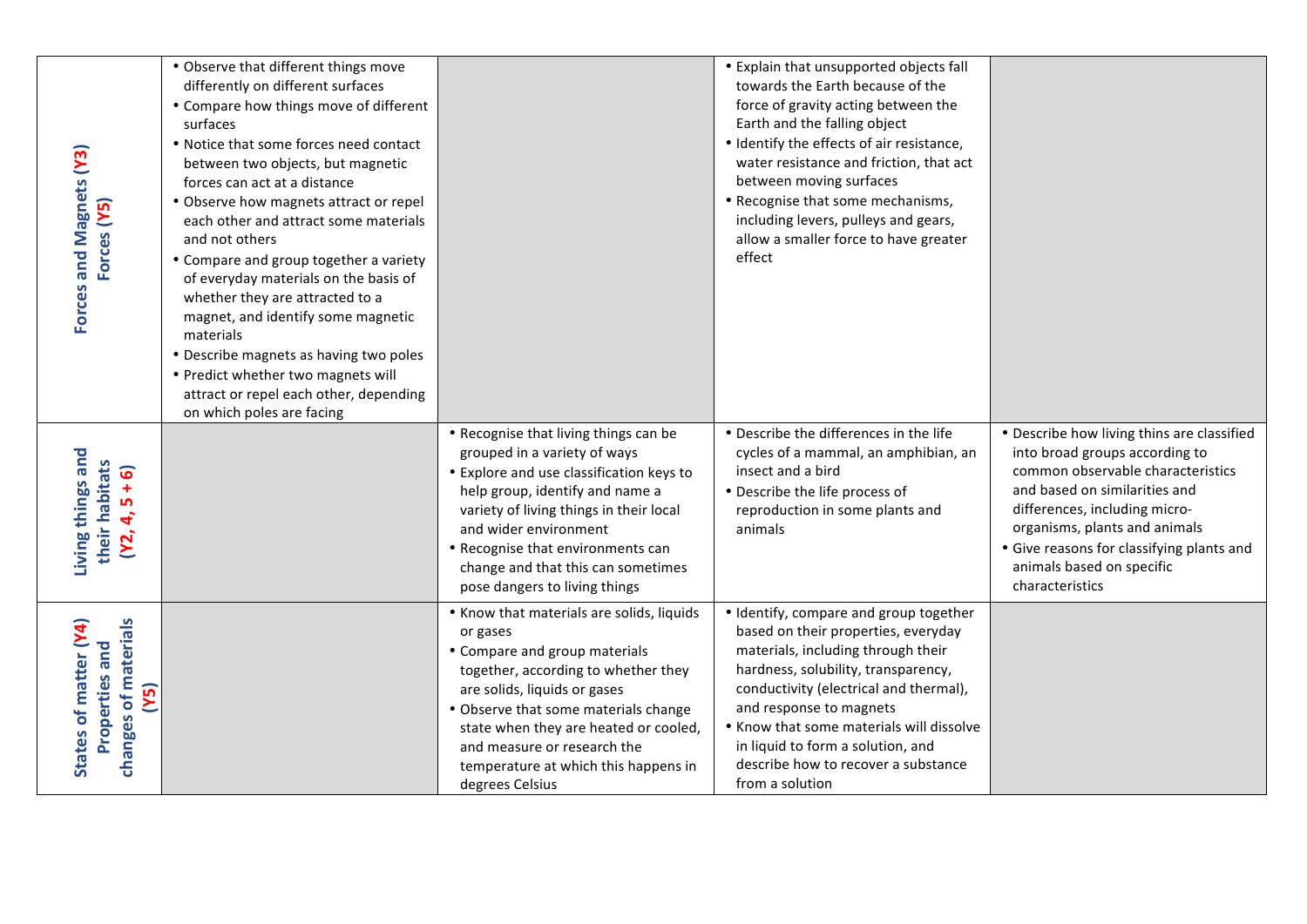| | | | | |
|---|---|---|---|---|
| **Forces and Magnets (Y3)**<br>**Forces (Y5)** | • Observe that different things move differently on different surfaces<br>• Compare how things move of different surfaces<br>• Notice that some forces need contact between two objects, but magnetic forces can act at a distance<br>• Observe how magnets attract or repel each other and attract some materials and not others<br>• Compare and group together a variety of everyday materials on the basis of whether they are attracted to a magnet, and identify some magnetic materials<br>• Describe magnets as having two poles<br>• Predict whether two magnets will attract or repel each other, depending on which poles are facing | | • Explain that unsupported objects fall towards the Earth because of the force of gravity acting between the Earth and the falling object<br>• Identify the effects of air resistance, water resistance and friction, that act between moving surfaces<br>• Recognise that some mechanisms, including levers, pulleys and gears, allow a smaller force to have greater effect | |
| **Living things and their habitats**<br>**(Y2, 4, 5 + 6)** | | • Recognise that living things can be grouped in a variety of ways<br>• Explore and use classification keys to help group, identify and name a variety of living things in their local and wider environment<br>• Recognise that environments can change and that this can sometimes pose dangers to living things | • Describe the differences in the life cycles of a mammal, an amphibian, an insect and a bird<br>• Describe the life process of reproduction in some plants and animals | • Describe how living thins are classified into broad groups according to common observable characteristics and based on similarities and differences, including micro-organisms, plants and animals<br>• Give reasons for classifying plants and animals based on specific characteristics |
| **States of matter (Y4)**<br>**Properties and changes of materials (Y5)** | | • Know that materials are solids, liquids or gases<br>• Compare and group materials together, according to whether they are solids, liquids or gases<br>• Observe that some materials change state when they are heated or cooled, and measure or research the temperature at which this happens in degrees Celsius | • Identify, compare and group together based on their properties, everyday materials, including through their hardness, solubility, transparency, conductivity (electrical and thermal), and response to magnets<br>• Know that some materials will dissolve in liquid to form a solution, and describe how to recover a substance from a solution | |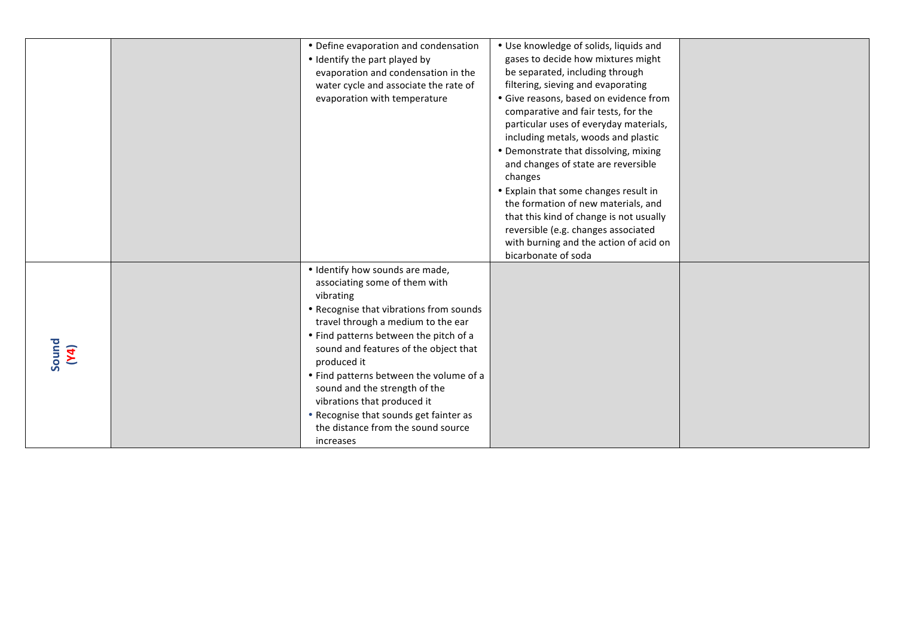|  |  |  |  |  |
| --- | --- | --- | --- | --- |
|  |  | • Define evaporation and condensation<br>• Identify the part played by evaporation and condensation in the water cycle and associate the rate of evaporation with temperature | • Use knowledge of solids, liquids and gases to decide how mixtures might be separated, including through filtering, sieving and evaporating<br>• Give reasons, based on evidence from comparative and fair tests, for the particular uses of everyday materials, including metals, woods and plastic<br>• Demonstrate that dissolving, mixing and changes of state are reversible changes<br>• Explain that some changes result in the formation of new materials, and that this kind of change is not usually reversible (e.g. changes associated with burning and the action of acid on bicarbonate of soda |  |
| **Sound (Y4)** |  | • Identify how sounds are made, associating some of them with vibrating<br>• Recognise that vibrations from sounds travel through a medium to the ear<br>• Find patterns between the pitch of a sound and features of the object that produced it<br>• Find patterns between the volume of a sound and the strength of the vibrations that produced it<br>• Recognise that sounds get fainter as the distance from the sound source increases |  |  |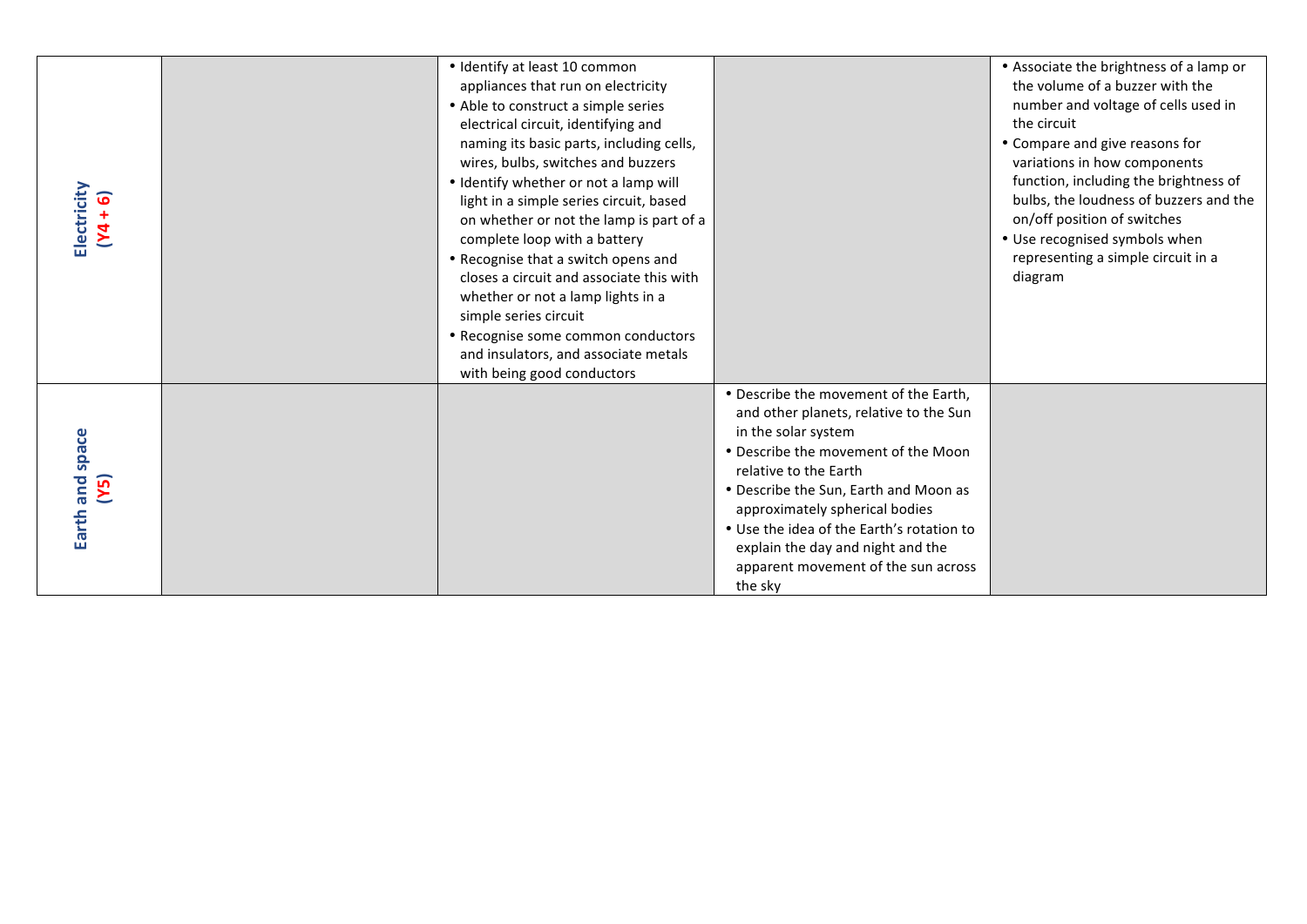| | | | | |
|---|---|---|---|---|
| **Electricity (Y4 + 6)** | | • Identify at least 10 common appliances that run on electricity<br>• Able to construct a simple series electrical circuit, identifying and naming its basic parts, including cells, wires, bulbs, switches and buzzers<br>• Identify whether or not a lamp will light in a simple series circuit, based on whether or not the lamp is part of a complete loop with a battery<br>• Recognise that a switch opens and closes a circuit and associate this with whether or not a lamp lights in a simple series circuit<br>• Recognise some common conductors and insulators, and associate metals with being good conductors | | • Associate the brightness of a lamp or the volume of a buzzer with the number and voltage of cells used in the circuit<br>• Compare and give reasons for variations in how components function, including the brightness of bulbs, the loudness of buzzers and the on/off position of switches<br>• Use recognised symbols when representing a simple circuit in a diagram |
| **Earth and space (Y5)** | | | • Describe the movement of the Earth, and other planets, relative to the Sun in the solar system<br>• Describe the movement of the Moon relative to the Earth<br>• Describe the Sun, Earth and Moon as approximately spherical bodies<br>• Use the idea of the Earth's rotation to explain the day and night and the apparent movement of the sun across the sky | |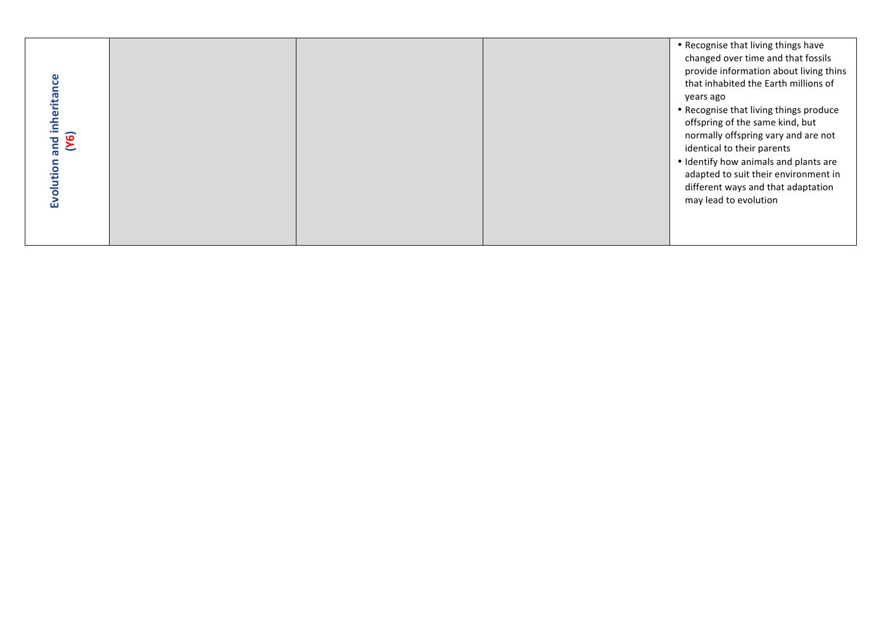| | | | | |
|---|---|---|---|---|
| **Evolution and inheritance (Y6)** | | | | • Recognise that living things have changed over time and that fossils provide information about living thins that inhabited the Earth millions of years ago<br>• Recognise that living things produce offspring of the same kind, but normally offspring vary and are not identical to their parents<br>• Identify how animals and plants are adapted to suit their environment in different ways and that adaptation may lead to evolution |